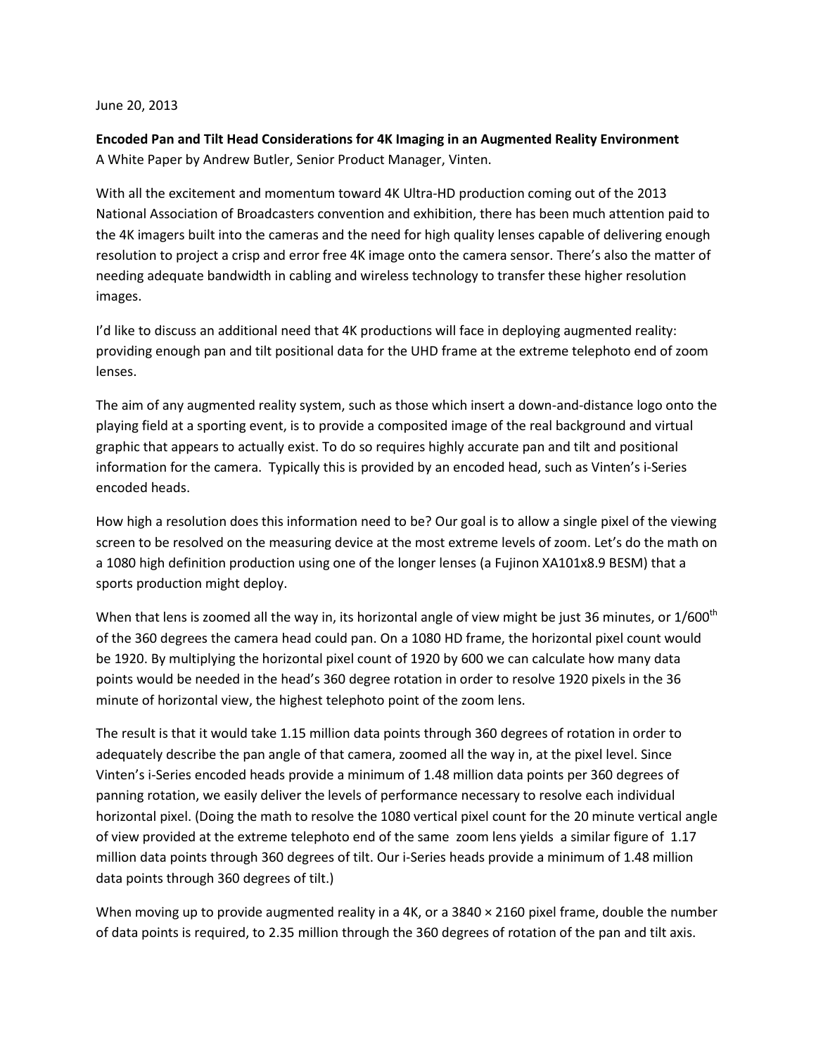June 20, 2013

**Encoded Pan and Tilt Head Considerations for 4K Imaging in an Augmented Reality Environment**
A White Paper by Andrew Butler, Senior Product Manager, Vinten.

With all the excitement and momentum toward 4K Ultra-HD production coming out of the 2013 National Association of Broadcasters convention and exhibition, there has been much attention paid to the 4K imagers built into the cameras and the need for high quality lenses capable of delivering enough resolution to project a crisp and error free 4K image onto the camera sensor. There's also the matter of needing adequate bandwidth in cabling and wireless technology to transfer these higher resolution images.

I'd like to discuss an additional need that 4K productions will face in deploying augmented reality: providing enough pan and tilt positional data for the UHD frame at the extreme telephoto end of zoom lenses.

The aim of any augmented reality system, such as those which insert a down-and-distance logo onto the playing field at a sporting event, is to provide a composited image of the real background and virtual graphic that appears to actually exist. To do so requires highly accurate pan and tilt and positional information for the camera. Typically this is provided by an encoded head, such as Vinten's i-Series encoded heads.

How high a resolution does this information need to be? Our goal is to allow a single pixel of the viewing screen to be resolved on the measuring device at the most extreme levels of zoom. Let's do the math on a 1080 high definition production using one of the longer lenses (a Fujinon XA101x8.9 BESM) that a sports production might deploy.

When that lens is zoomed all the way in, its horizontal angle of view might be just 36 minutes, or 1/600$^{th}$ of the 360 degrees the camera head could pan. On a 1080 HD frame, the horizontal pixel count would be 1920. By multiplying the horizontal pixel count of 1920 by 600 we can calculate how many data points would be needed in the head's 360 degree rotation in order to resolve 1920 pixels in the 36 minute of horizontal view, the highest telephoto point of the zoom lens.

The result is that it would take 1.15 million data points through 360 degrees of rotation in order to adequately describe the pan angle of that camera, zoomed all the way in, at the pixel level. Since Vinten's i-Series encoded heads provide a minimum of 1.48 million data points per 360 degrees of panning rotation, we easily deliver the levels of performance necessary to resolve each individual horizontal pixel. (Doing the math to resolve the 1080 vertical pixel count for the 20 minute vertical angle of view provided at the extreme telephoto end of the same zoom lens yields a similar figure of 1.17 million data points through 360 degrees of tilt. Our i-Series heads provide a minimum of 1.48 million data points through 360 degrees of tilt.)

When moving up to provide augmented reality in a 4K, or a 3840 × 2160 pixel frame, double the number of data points is required, to 2.35 million through the 360 degrees of rotation of the pan and tilt axis.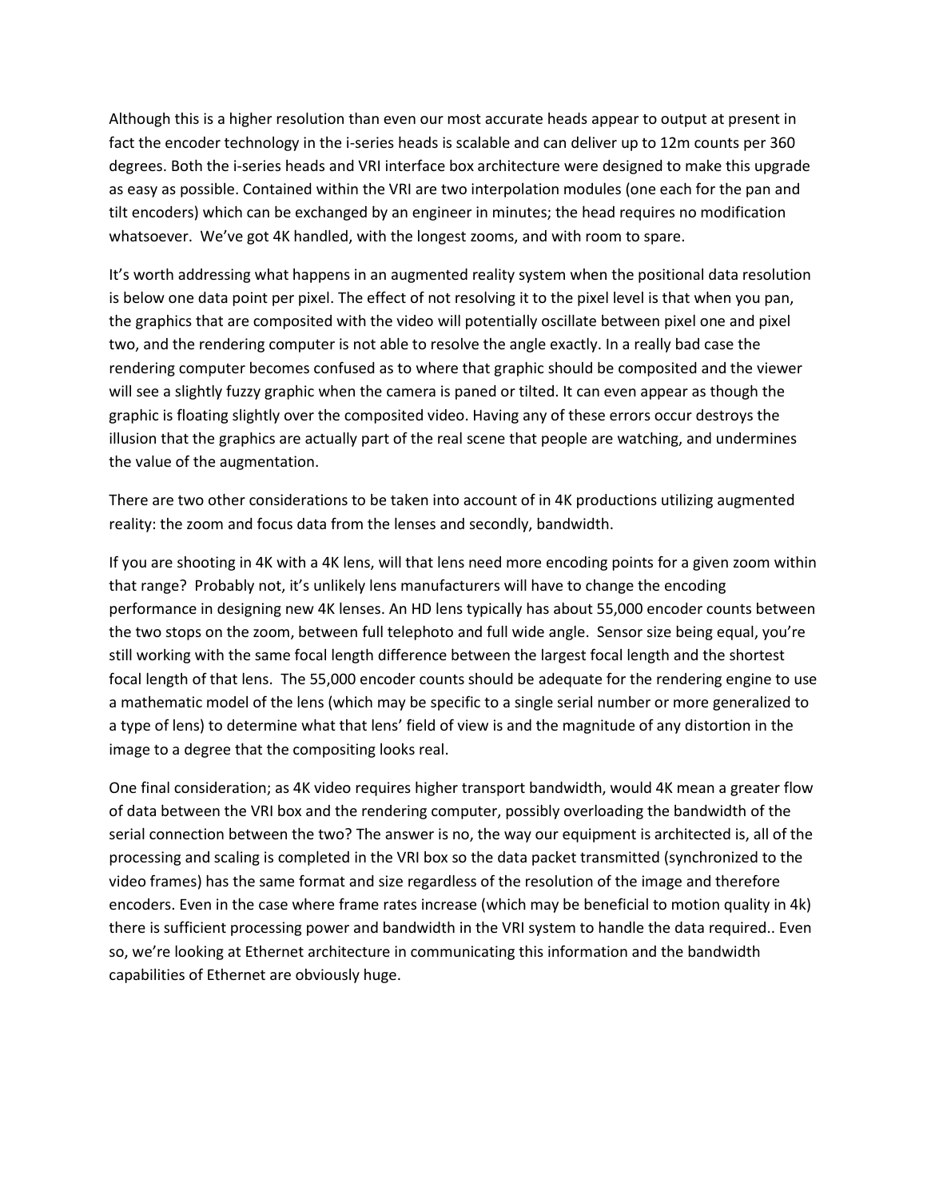Although this is a higher resolution than even our most accurate heads appear to output at present in fact the encoder technology in the i-series heads is scalable and can deliver up to 12m counts per 360 degrees. Both the i-series heads and VRI interface box architecture were designed to make this upgrade as easy as possible. Contained within the VRI are two interpolation modules (one each for the pan and tilt encoders) which can be exchanged by an engineer in minutes; the head requires no modification whatsoever. We've got 4K handled, with the longest zooms, and with room to spare.

It's worth addressing what happens in an augmented reality system when the positional data resolution is below one data point per pixel. The effect of not resolving it to the pixel level is that when you pan, the graphics that are composited with the video will potentially oscillate between pixel one and pixel two, and the rendering computer is not able to resolve the angle exactly. In a really bad case the rendering computer becomes confused as to where that graphic should be composited and the viewer will see a slightly fuzzy graphic when the camera is paned or tilted. It can even appear as though the graphic is floating slightly over the composited video. Having any of these errors occur destroys the illusion that the graphics are actually part of the real scene that people are watching, and undermines the value of the augmentation.

There are two other considerations to be taken into account of in 4K productions utilizing augmented reality: the zoom and focus data from the lenses and secondly, bandwidth.

If you are shooting in 4K with a 4K lens, will that lens need more encoding points for a given zoom within that range? Probably not, it's unlikely lens manufacturers will have to change the encoding performance in designing new 4K lenses. An HD lens typically has about 55,000 encoder counts between the two stops on the zoom, between full telephoto and full wide angle. Sensor size being equal, you're still working with the same focal length difference between the largest focal length and the shortest focal length of that lens. The 55,000 encoder counts should be adequate for the rendering engine to use a mathematic model of the lens (which may be specific to a single serial number or more generalized to a type of lens) to determine what that lens' field of view is and the magnitude of any distortion in the image to a degree that the compositing looks real.

One final consideration; as 4K video requires higher transport bandwidth, would 4K mean a greater flow of data between the VRI box and the rendering computer, possibly overloading the bandwidth of the serial connection between the two? The answer is no, the way our equipment is architected is, all of the processing and scaling is completed in the VRI box so the data packet transmitted (synchronized to the video frames) has the same format and size regardless of the resolution of the image and therefore encoders. Even in the case where frame rates increase (which may be beneficial to motion quality in 4k) there is sufficient processing power and bandwidth in the VRI system to handle the data required.. Even so, we're looking at Ethernet architecture in communicating this information and the bandwidth capabilities of Ethernet are obviously huge.